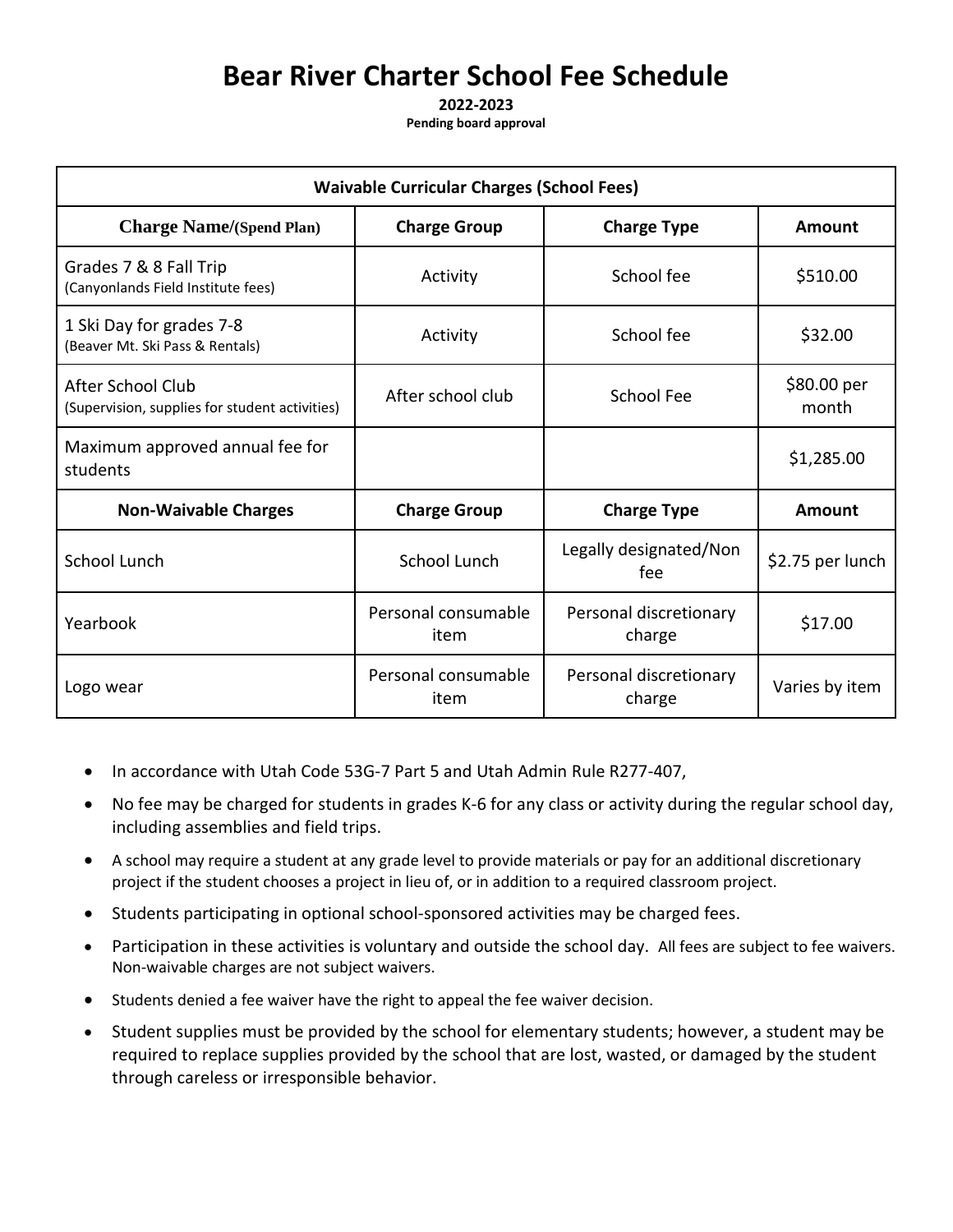# Bear River Charter School Fee Schedule

**2022-2023**

**Pending board approval**

| Waivable Curricular Charges (School Fees) | | | |
|---|---|---|---|
| **Charge Name/(Spend Plan)** | **Charge Group** | **Charge Type** | **Amount** |
| Grades 7 & 8 Fall Trip (Canyonlands Field Institute fees) | Activity | School fee | $510.00 |
| 1 Ski Day for grades 7-8 (Beaver Mt. Ski Pass & Rentals) | Activity | School fee | $32.00 |
| After School Club (Supervision, supplies for student activities) | After school club | School Fee | $80.00 per month |
| Maximum approved annual fee for students | | | $1,285.00 |
| **Non-Waivable Charges** | **Charge Group** | **Charge Type** | **Amount** |
| School Lunch | School Lunch | Legally designated/Non fee | $2.75 per lunch |
| Yearbook | Personal consumable item | Personal discretionary charge | $17.00 |
| Logo wear | Personal consumable item | Personal discretionary charge | Varies by item |

- In accordance with Utah Code 53G-7 Part 5 and Utah Admin Rule R277-407,
- No fee may be charged for students in grades K-6 for any class or activity during the regular school day, including assemblies and field trips.
- A school may require a student at any grade level to provide materials or pay for an additional discretionary project if the student chooses a project in lieu of, or in addition to a required classroom project.
- Students participating in optional school-sponsored activities may be charged fees.
- Participation in these activities is voluntary and outside the school day. All fees are subject to fee waivers. Non-waivable charges are not subject waivers.
- Students denied a fee waiver have the right to appeal the fee waiver decision.
- Student supplies must be provided by the school for elementary students; however, a student may be required to replace supplies provided by the school that are lost, wasted, or damaged by the student through careless or irresponsible behavior.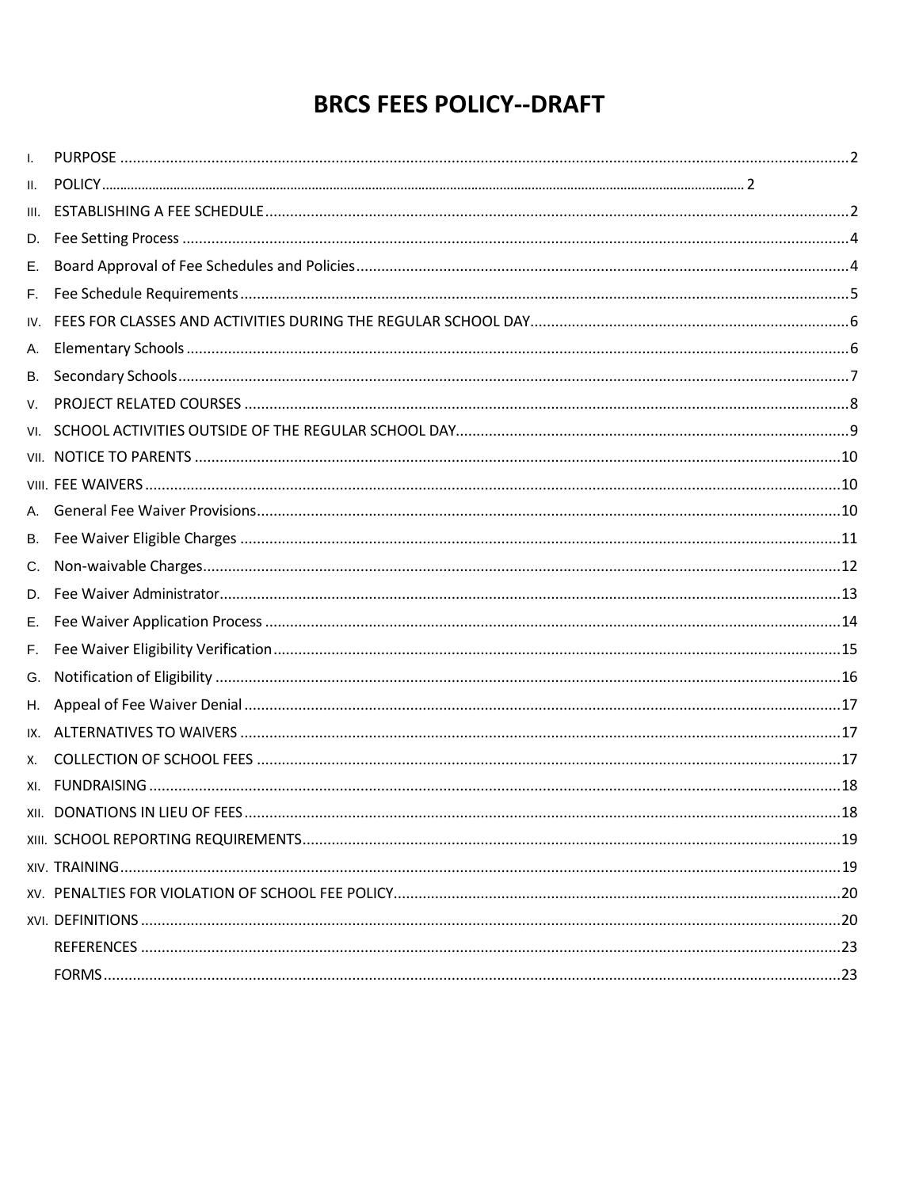# BRCS FEES POLICY--DRAFT

- I. PURPOSE ..... 2
- II. POLICY ..... 2
- III. ESTABLISHING A FEE SCHEDULE ..... 2
- D. Fee Setting Process ..... 4
- E. Board Approval of Fee Schedules and Policies ..... 4
- F. Fee Schedule Requirements ..... 5
- IV. FEES FOR CLASSES AND ACTIVITIES DURING THE REGULAR SCHOOL DAY ..... 6
- A. Elementary Schools ..... 6
- B. Secondary Schools ..... 7
- V. PROJECT RELATED COURSES ..... 8
- VI. SCHOOL ACTIVITIES OUTSIDE OF THE REGULAR SCHOOL DAY ..... 9
- VII. NOTICE TO PARENTS ..... 10
- VIII. FEE WAIVERS ..... 10
- A. General Fee Waiver Provisions ..... 10
- B. Fee Waiver Eligible Charges ..... 11
- C. Non-waivable Charges ..... 12
- D. Fee Waiver Administrator ..... 13
- E. Fee Waiver Application Process ..... 14
- F. Fee Waiver Eligibility Verification ..... 15
- G. Notification of Eligibility ..... 16
- H. Appeal of Fee Waiver Denial ..... 17
- IX. ALTERNATIVES TO WAIVERS ..... 17
- X. COLLECTION OF SCHOOL FEES ..... 17
- XI. FUNDRAISING ..... 18
- XII. DONATIONS IN LIEU OF FEES ..... 18
- XIII. SCHOOL REPORTING REQUIREMENTS ..... 19
- XIV. TRAINING ..... 19
- XV. PENALTIES FOR VIOLATION OF SCHOOL FEE POLICY ..... 20
- XVI. DEFINITIONS ..... 20
- REFERENCES ..... 23
- FORMS ..... 23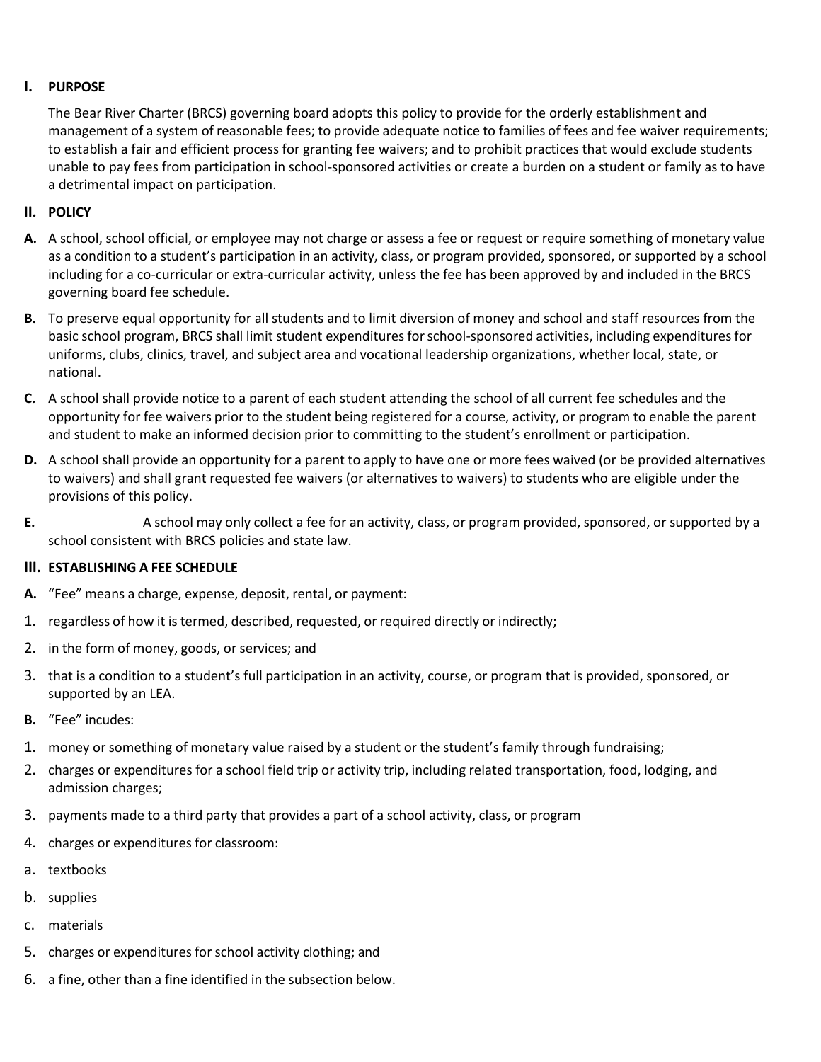## I. PURPOSE

The Bear River Charter (BRCS) governing board adopts this policy to provide for the orderly establishment and management of a system of reasonable fees; to provide adequate notice to families of fees and fee waiver requirements; to establish a fair and efficient process for granting fee waivers; and to prohibit practices that would exclude students unable to pay fees from participation in school-sponsored activities or create a burden on a student or family as to have a detrimental impact on participation.

## II. POLICY

**A.** A school, school official, or employee may not charge or assess a fee or request or require something of monetary value as a condition to a student's participation in an activity, class, or program provided, sponsored, or supported by a school including for a co-curricular or extra-curricular activity, unless the fee has been approved by and included in the BRCS governing board fee schedule.

**B.** To preserve equal opportunity for all students and to limit diversion of money and school and staff resources from the basic school program, BRCS shall limit student expenditures for school-sponsored activities, including expenditures for uniforms, clubs, clinics, travel, and subject area and vocational leadership organizations, whether local, state, or national.

**C.** A school shall provide notice to a parent of each student attending the school of all current fee schedules and the opportunity for fee waivers prior to the student being registered for a course, activity, or program to enable the parent and student to make an informed decision prior to committing to the student's enrollment or participation.

**D.** A school shall provide an opportunity for a parent to apply to have one or more fees waived (or be provided alternatives to waivers) and shall grant requested fee waivers (or alternatives to waivers) to students who are eligible under the provisions of this policy.

**E.** A school may only collect a fee for an activity, class, or program provided, sponsored, or supported by a school consistent with BRCS policies and state law.

## III. ESTABLISHING A FEE SCHEDULE

**A.** "Fee" means a charge, expense, deposit, rental, or payment:

1. regardless of how it is termed, described, requested, or required directly or indirectly;
2. in the form of money, goods, or services; and
3. that is a condition to a student's full participation in an activity, course, or program that is provided, sponsored, or supported by an LEA.

**B.** "Fee" incudes:

1. money or something of monetary value raised by a student or the student's family through fundraising;
2. charges or expenditures for a school field trip or activity trip, including related transportation, food, lodging, and admission charges;
3. payments made to a third party that provides a part of a school activity, class, or program
4. charges or expenditures for classroom:
   a. textbooks
   b. supplies
   c. materials
5. charges or expenditures for school activity clothing; and
6. a fine, other than a fine identified in the subsection below.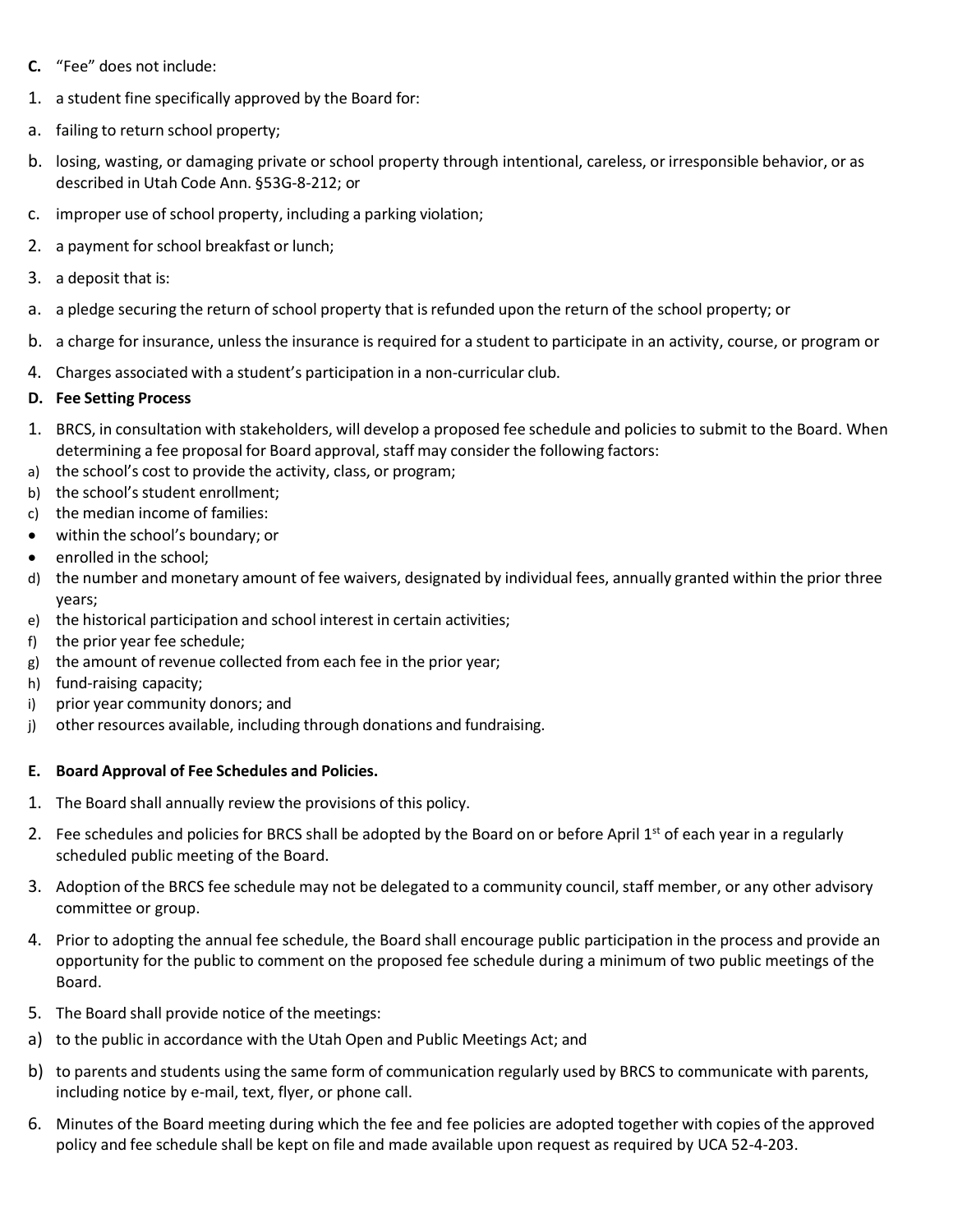**C.** "Fee" does not include:

1. a student fine specifically approved by the Board for:

a. failing to return school property;

b. losing, wasting, or damaging private or school property through intentional, careless, or irresponsible behavior, or as described in Utah Code Ann. §53G-8-212; or

c. improper use of school property, including a parking violation;

2. a payment for school breakfast or lunch;

3. a deposit that is:

a. a pledge securing the return of school property that is refunded upon the return of the school property; or

b. a charge for insurance, unless the insurance is required for a student to participate in an activity, course, or program or

4. Charges associated with a student's participation in a non-curricular club.

**D. Fee Setting Process**

1. BRCS, in consultation with stakeholders, will develop a proposed fee schedule and policies to submit to the Board. When determining a fee proposal for Board approval, staff may consider the following factors:

a) the school's cost to provide the activity, class, or program;
b) the school's student enrollment;
c) the median income of families:
- within the school's boundary; or
- enrolled in the school;
d) the number and monetary amount of fee waivers, designated by individual fees, annually granted within the prior three years;
e) the historical participation and school interest in certain activities;
f) the prior year fee schedule;
g) the amount of revenue collected from each fee in the prior year;
h) fund-raising capacity;
i) prior year community donors; and
j) other resources available, including through donations and fundraising.

**E. Board Approval of Fee Schedules and Policies.**

1. The Board shall annually review the provisions of this policy.

2. Fee schedules and policies for BRCS shall be adopted by the Board on or before April 1st of each year in a regularly scheduled public meeting of the Board.

3. Adoption of the BRCS fee schedule may not be delegated to a community council, staff member, or any other advisory committee or group.

4. Prior to adopting the annual fee schedule, the Board shall encourage public participation in the process and provide an opportunity for the public to comment on the proposed fee schedule during a minimum of two public meetings of the Board.

5. The Board shall provide notice of the meetings:

a) to the public in accordance with the Utah Open and Public Meetings Act; and

b) to parents and students using the same form of communication regularly used by BRCS to communicate with parents, including notice by e-mail, text, flyer, or phone call.

6. Minutes of the Board meeting during which the fee and fee policies are adopted together with copies of the approved policy and fee schedule shall be kept on file and made available upon request as required by UCA 52-4-203.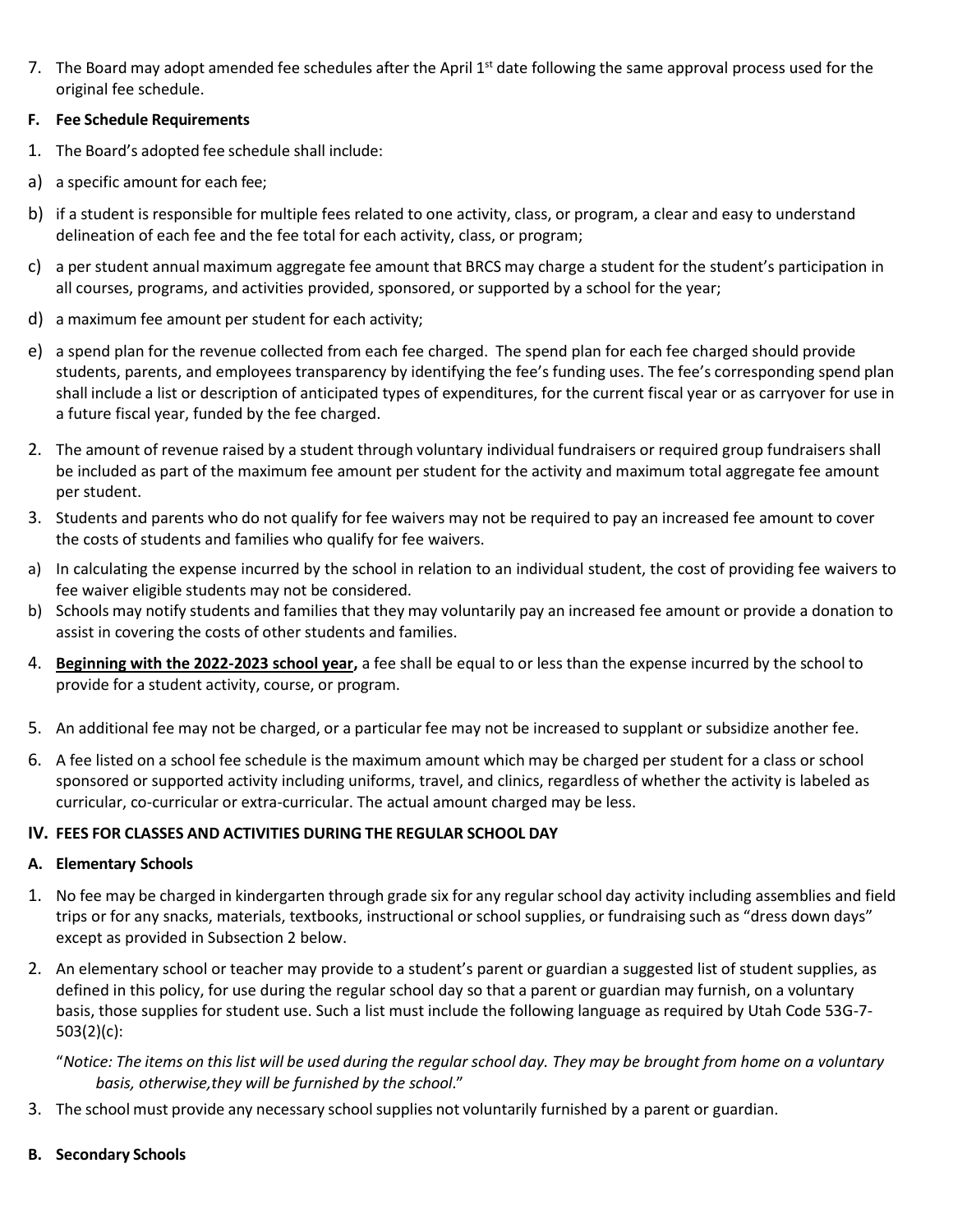7. The Board may adopt amended fee schedules after the April 1st date following the same approval process used for the original fee schedule.

**F. Fee Schedule Requirements**

1. The Board's adopted fee schedule shall include:

a) a specific amount for each fee;

b) if a student is responsible for multiple fees related to one activity, class, or program, a clear and easy to understand delineation of each fee and the fee total for each activity, class, or program;

c) a per student annual maximum aggregate fee amount that BRCS may charge a student for the student's participation in all courses, programs, and activities provided, sponsored, or supported by a school for the year;

d) a maximum fee amount per student for each activity;

e) a spend plan for the revenue collected from each fee charged. The spend plan for each fee charged should provide students, parents, and employees transparency by identifying the fee's funding uses. The fee's corresponding spend plan shall include a list or description of anticipated types of expenditures, for the current fiscal year or as carryover for use in a future fiscal year, funded by the fee charged.

2. The amount of revenue raised by a student through voluntary individual fundraisers or required group fundraisers shall be included as part of the maximum fee amount per student for the activity and maximum total aggregate fee amount per student.

3. Students and parents who do not qualify for fee waivers may not be required to pay an increased fee amount to cover the costs of students and families who qualify for fee waivers.

a) In calculating the expense incurred by the school in relation to an individual student, the cost of providing fee waivers to fee waiver eligible students may not be considered.

b) Schools may notify students and families that they may voluntarily pay an increased fee amount or provide a donation to assist in covering the costs of other students and families.

4. **Beginning with the 2022-2023 school year,** a fee shall be equal to or less than the expense incurred by the school to provide for a student activity, course, or program.

5. An additional fee may not be charged, or a particular fee may not be increased to supplant or subsidize another fee.

6. A fee listed on a school fee schedule is the maximum amount which may be charged per student for a class or school sponsored or supported activity including uniforms, travel, and clinics, regardless of whether the activity is labeled as curricular, co-curricular or extra-curricular. The actual amount charged may be less.

## IV. FEES FOR CLASSES AND ACTIVITIES DURING THE REGULAR SCHOOL DAY

**A. Elementary Schools**

1. No fee may be charged in kindergarten through grade six for any regular school day activity including assemblies and field trips or for any snacks, materials, textbooks, instructional or school supplies, or fundraising such as "dress down days" except as provided in Subsection 2 below.

2. An elementary school or teacher may provide to a student's parent or guardian a suggested list of student supplies, as defined in this policy, for use during the regular school day so that a parent or guardian may furnish, on a voluntary basis, those supplies for student use. Such a list must include the following language as required by Utah Code 53G-7-503(2)(c):

   "*Notice: The items on this list will be used during the regular school day. They may be brought from home on a voluntary basis, otherwise,they will be furnished by the school.*"

3. The school must provide any necessary school supplies not voluntarily furnished by a parent or guardian.

**B. Secondary Schools**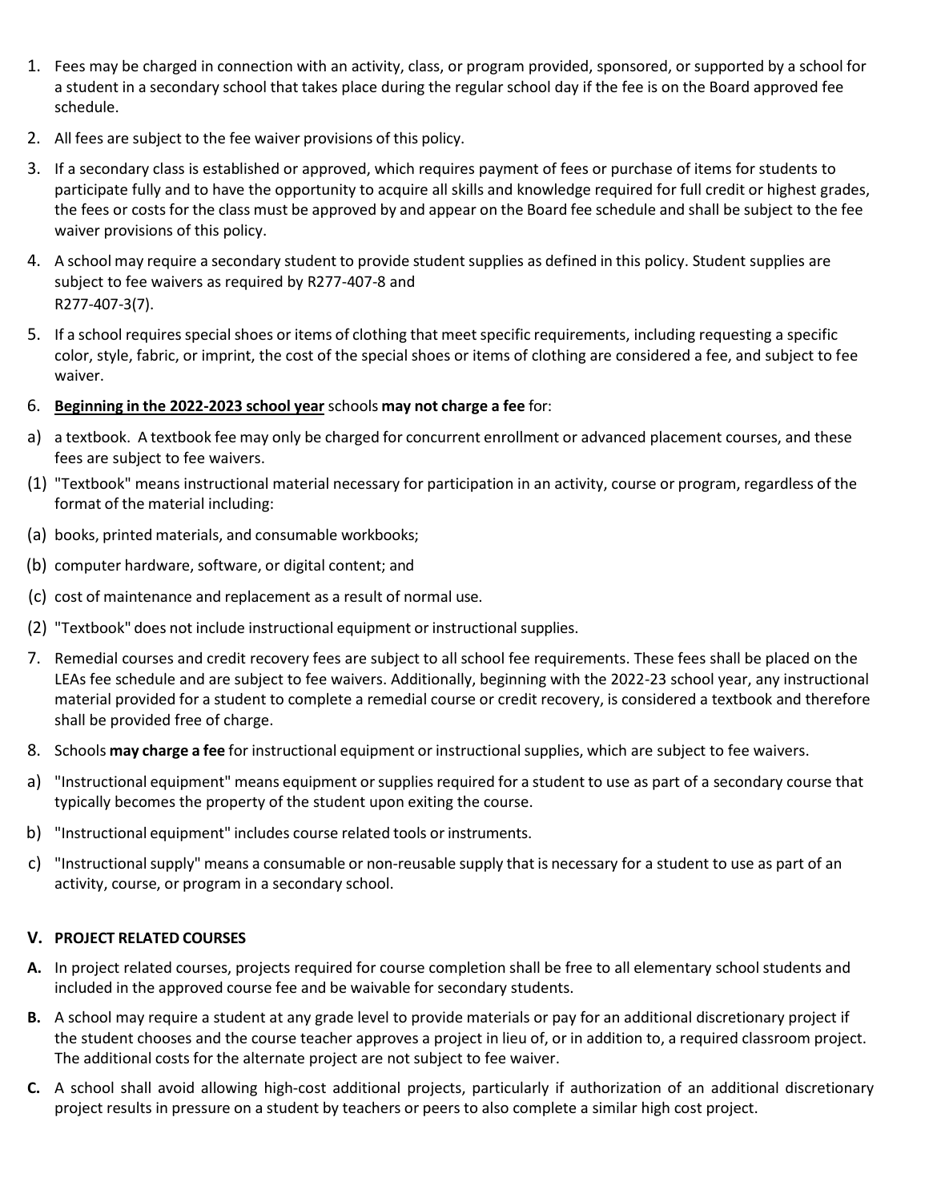1. Fees may be charged in connection with an activity, class, or program provided, sponsored, or supported by a school for a student in a secondary school that takes place during the regular school day if the fee is on the Board approved fee schedule.
2. All fees are subject to the fee waiver provisions of this policy.
3. If a secondary class is established or approved, which requires payment of fees or purchase of items for students to participate fully and to have the opportunity to acquire all skills and knowledge required for full credit or highest grades, the fees or costs for the class must be approved by and appear on the Board fee schedule and shall be subject to the fee waiver provisions of this policy.
4. A school may require a secondary student to provide student supplies as defined in this policy. Student supplies are subject to fee waivers as required by R277-407-8 and R277-407-3(7).
5. If a school requires special shoes or items of clothing that meet specific requirements, including requesting a specific color, style, fabric, or imprint, the cost of the special shoes or items of clothing are considered a fee, and subject to fee waiver.
6. **<u>Beginning in the 2022-2023 school year</u>** schools **may not charge a fee** for:

a) a textbook. A textbook fee may only be charged for concurrent enrollment or advanced placement courses, and these fees are subject to fee waivers.

(1) "Textbook" means instructional material necessary for participation in an activity, course or program, regardless of the format of the material including:

(a) books, printed materials, and consumable workbooks;

(b) computer hardware, software, or digital content; and

(c) cost of maintenance and replacement as a result of normal use.

(2) "Textbook" does not include instructional equipment or instructional supplies.

7. Remedial courses and credit recovery fees are subject to all school fee requirements. These fees shall be placed on the LEAs fee schedule and are subject to fee waivers. Additionally, beginning with the 2022-23 school year, any instructional material provided for a student to complete a remedial course or credit recovery, is considered a textbook and therefore shall be provided free of charge.
8. Schools **may charge a fee** for instructional equipment or instructional supplies, which are subject to fee waivers.

a) "Instructional equipment" means equipment or supplies required for a student to use as part of a secondary course that typically becomes the property of the student upon exiting the course.

b) "Instructional equipment" includes course related tools or instruments.

c) "Instructional supply" means a consumable or non-reusable supply that is necessary for a student to use as part of an activity, course, or program in a secondary school.

## V. PROJECT RELATED COURSES

**A.** In project related courses, projects required for course completion shall be free to all elementary school students and included in the approved course fee and be waivable for secondary students.

**B.** A school may require a student at any grade level to provide materials or pay for an additional discretionary project if the student chooses and the course teacher approves a project in lieu of, or in addition to, a required classroom project. The additional costs for the alternate project are not subject to fee waiver.

**C.** A school shall avoid allowing high-cost additional projects, particularly if authorization of an additional discretionary project results in pressure on a student by teachers or peers to also complete a similar high cost project.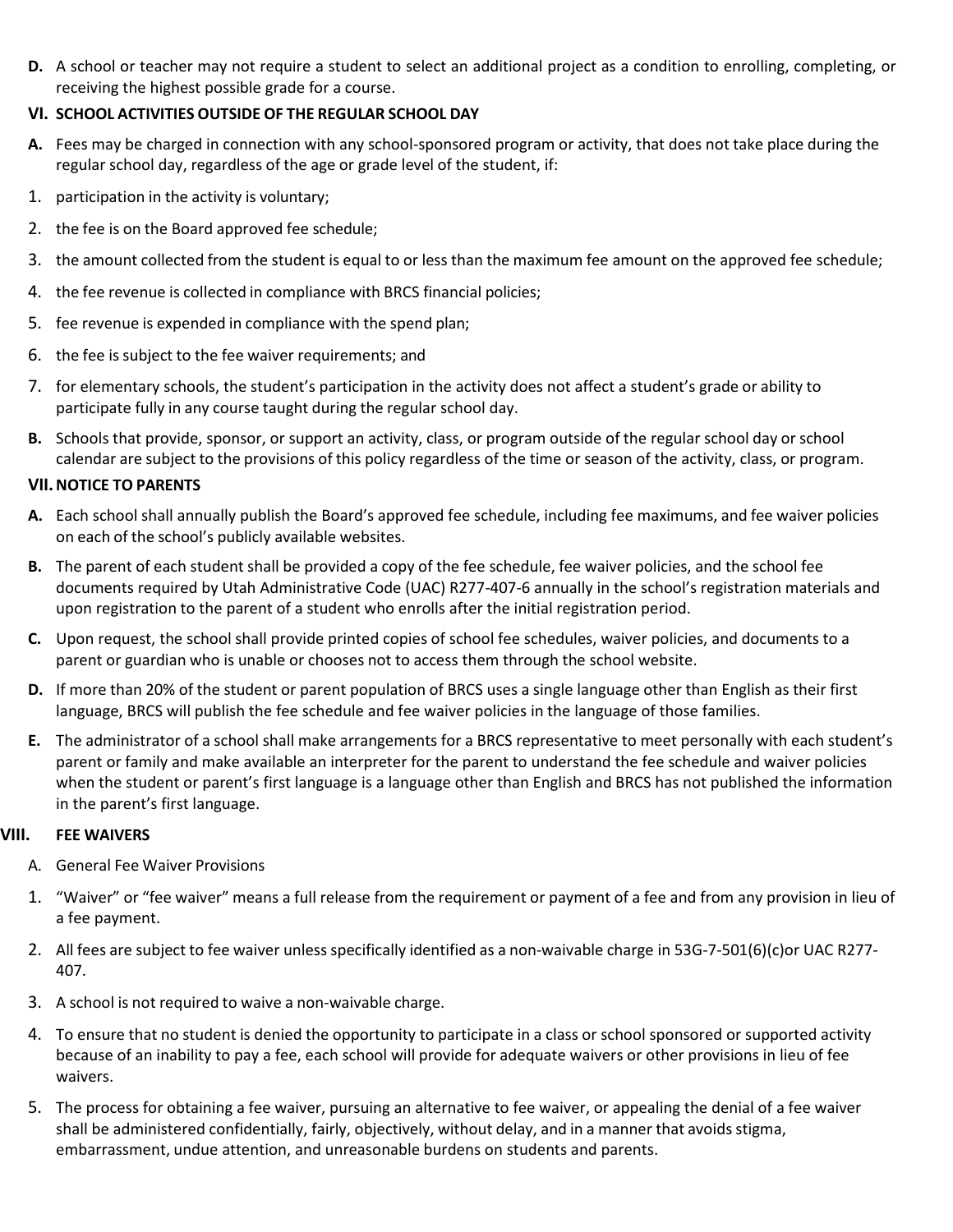**D.** A school or teacher may not require a student to select an additional project as a condition to enrolling, completing, or receiving the highest possible grade for a course.

## VI. SCHOOL ACTIVITIES OUTSIDE OF THE REGULAR SCHOOL DAY

**A.** Fees may be charged in connection with any school-sponsored program or activity, that does not take place during the regular school day, regardless of the age or grade level of the student, if:

1. participation in the activity is voluntary;
2. the fee is on the Board approved fee schedule;
3. the amount collected from the student is equal to or less than the maximum fee amount on the approved fee schedule;
4. the fee revenue is collected in compliance with BRCS financial policies;
5. fee revenue is expended in compliance with the spend plan;
6. the fee is subject to the fee waiver requirements; and
7. for elementary schools, the student's participation in the activity does not affect a student's grade or ability to participate fully in any course taught during the regular school day.

**B.** Schools that provide, sponsor, or support an activity, class, or program outside of the regular school day or school calendar are subject to the provisions of this policy regardless of the time or season of the activity, class, or program.

## VII. NOTICE TO PARENTS

**A.** Each school shall annually publish the Board's approved fee schedule, including fee maximums, and fee waiver policies on each of the school's publicly available websites.

**B.** The parent of each student shall be provided a copy of the fee schedule, fee waiver policies, and the school fee documents required by Utah Administrative Code (UAC) R277-407-6 annually in the school's registration materials and upon registration to the parent of a student who enrolls after the initial registration period.

**C.** Upon request, the school shall provide printed copies of school fee schedules, waiver policies, and documents to a parent or guardian who is unable or chooses not to access them through the school website.

**D.** If more than 20% of the student or parent population of BRCS uses a single language other than English as their first language, BRCS will publish the fee schedule and fee waiver policies in the language of those families.

**E.** The administrator of a school shall make arrangements for a BRCS representative to meet personally with each student's parent or family and make available an interpreter for the parent to understand the fee schedule and waiver policies when the student or parent's first language is a language other than English and BRCS has not published the information in the parent's first language.

## VIII. FEE WAIVERS

A. General Fee Waiver Provisions

1. "Waiver" or "fee waiver" means a full release from the requirement or payment of a fee and from any provision in lieu of a fee payment.
2. All fees are subject to fee waiver unless specifically identified as a non-waivable charge in 53G-7-501(6)(c)or UAC R277-407.
3. A school is not required to waive a non-waivable charge.
4. To ensure that no student is denied the opportunity to participate in a class or school sponsored or supported activity because of an inability to pay a fee, each school will provide for adequate waivers or other provisions in lieu of fee waivers.
5. The process for obtaining a fee waiver, pursuing an alternative to fee waiver, or appealing the denial of a fee waiver shall be administered confidentially, fairly, objectively, without delay, and in a manner that avoids stigma, embarrassment, undue attention, and unreasonable burdens on students and parents.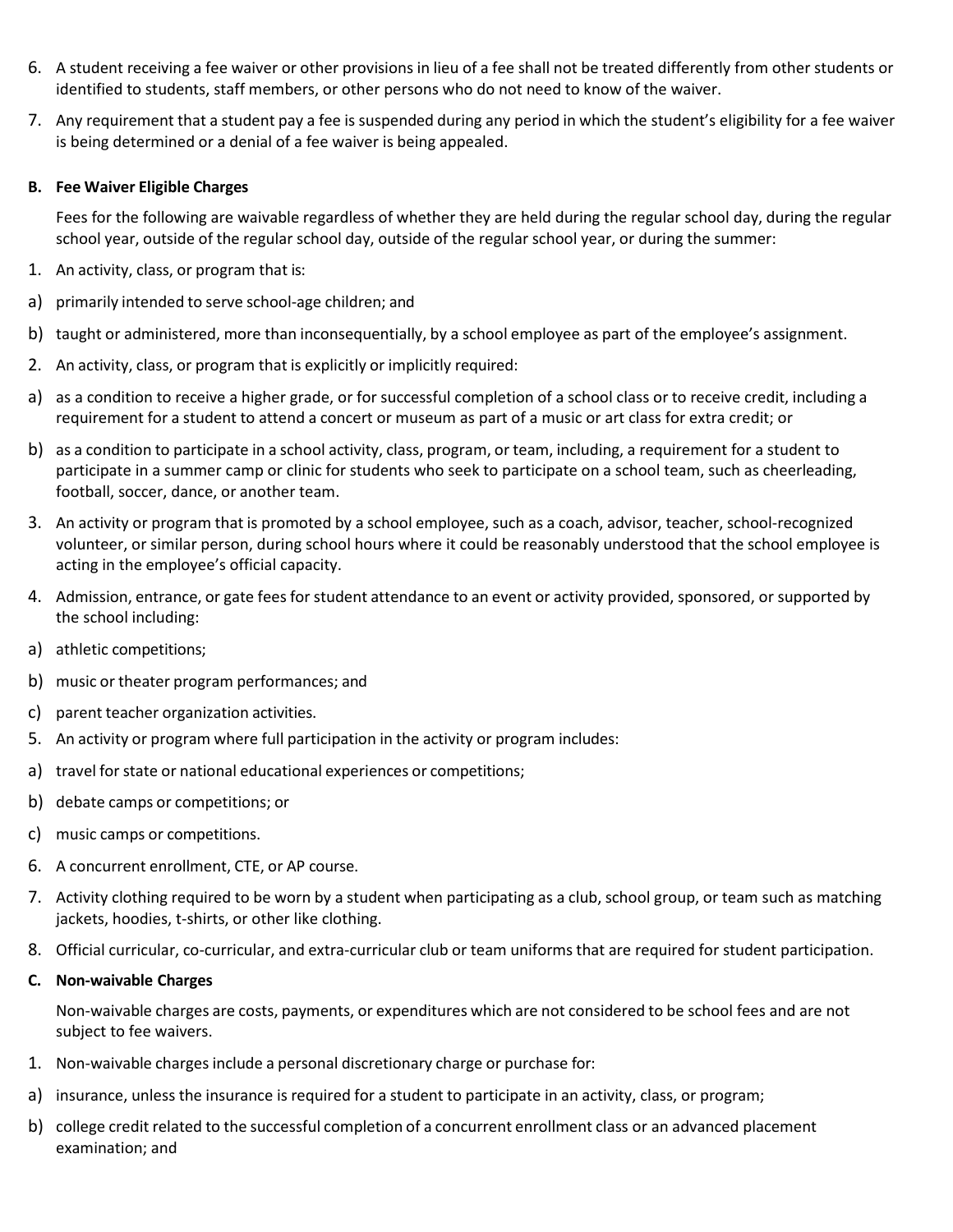6. A student receiving a fee waiver or other provisions in lieu of a fee shall not be treated differently from other students or identified to students, staff members, or other persons who do not need to know of the waiver.
7. Any requirement that a student pay a fee is suspended during any period in which the student's eligibility for a fee waiver is being determined or a denial of a fee waiver is being appealed.

**B. Fee Waiver Eligible Charges**

Fees for the following are waivable regardless of whether they are held during the regular school day, during the regular school year, outside of the regular school day, outside of the regular school year, or during the summer:

1. An activity, class, or program that is:

a) primarily intended to serve school-age children; and

b) taught or administered, more than inconsequentially, by a school employee as part of the employee's assignment.

2. An activity, class, or program that is explicitly or implicitly required:

a) as a condition to receive a higher grade, or for successful completion of a school class or to receive credit, including a requirement for a student to attend a concert or museum as part of a music or art class for extra credit; or

b) as a condition to participate in a school activity, class, program, or team, including, a requirement for a student to participate in a summer camp or clinic for students who seek to participate on a school team, such as cheerleading, football, soccer, dance, or another team.

3. An activity or program that is promoted by a school employee, such as a coach, advisor, teacher, school-recognized volunteer, or similar person, during school hours where it could be reasonably understood that the school employee is acting in the employee's official capacity.

4. Admission, entrance, or gate fees for student attendance to an event or activity provided, sponsored, or supported by the school including:

a) athletic competitions;

b) music or theater program performances; and

c) parent teacher organization activities.

5. An activity or program where full participation in the activity or program includes:

a) travel for state or national educational experiences or competitions;

b) debate camps or competitions; or

c) music camps or competitions.

6. A concurrent enrollment, CTE, or AP course.

7. Activity clothing required to be worn by a student when participating as a club, school group, or team such as matching jackets, hoodies, t-shirts, or other like clothing.

8. Official curricular, co-curricular, and extra-curricular club or team uniforms that are required for student participation.

**C. Non-waivable Charges**

Non-waivable charges are costs, payments, or expenditures which are not considered to be school fees and are not subject to fee waivers.

1. Non-waivable charges include a personal discretionary charge or purchase for:

a) insurance, unless the insurance is required for a student to participate in an activity, class, or program;

b) college credit related to the successful completion of a concurrent enrollment class or an advanced placement examination; and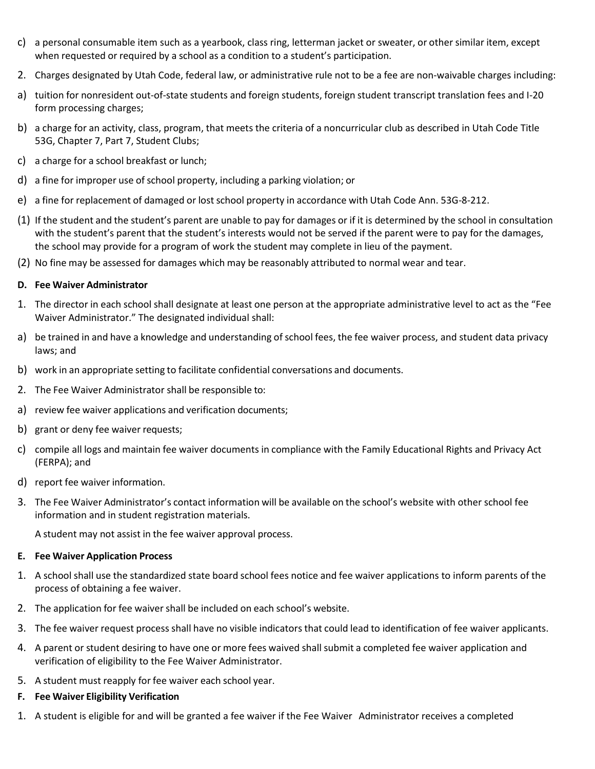c) a personal consumable item such as a yearbook, class ring, letterman jacket or sweater, or other similar item, except when requested or required by a school as a condition to a student's participation.

2. Charges designated by Utah Code, federal law, or administrative rule not to be a fee are non-waivable charges including:

a) tuition for nonresident out-of-state students and foreign students, foreign student transcript translation fees and I-20 form processing charges;

b) a charge for an activity, class, program, that meets the criteria of a noncurricular club as described in Utah Code Title 53G, Chapter 7, Part 7, Student Clubs;

c) a charge for a school breakfast or lunch;

d) a fine for improper use of school property, including a parking violation; or

e) a fine for replacement of damaged or lost school property in accordance with Utah Code Ann. 53G-8-212.

(1) If the student and the student's parent are unable to pay for damages or if it is determined by the school in consultation with the student's parent that the student's interests would not be served if the parent were to pay for the damages, the school may provide for a program of work the student may complete in lieu of the payment.

(2) No fine may be assessed for damages which may be reasonably attributed to normal wear and tear.

**D. Fee Waiver Administrator**

1. The director in each school shall designate at least one person at the appropriate administrative level to act as the "Fee Waiver Administrator." The designated individual shall:

a) be trained in and have a knowledge and understanding of school fees, the fee waiver process, and student data privacy laws; and

b) work in an appropriate setting to facilitate confidential conversations and documents.

2. The Fee Waiver Administrator shall be responsible to:

a) review fee waiver applications and verification documents;

b) grant or deny fee waiver requests;

c) compile all logs and maintain fee waiver documents in compliance with the Family Educational Rights and Privacy Act (FERPA); and

d) report fee waiver information.

3. The Fee Waiver Administrator's contact information will be available on the school's website with other school fee information and in student registration materials.

   A student may not assist in the fee waiver approval process.

**E. Fee Waiver Application Process**

1. A school shall use the standardized state board school fees notice and fee waiver applications to inform parents of the process of obtaining a fee waiver.

2. The application for fee waiver shall be included on each school's website.

3. The fee waiver request process shall have no visible indicators that could lead to identification of fee waiver applicants.

4. A parent or student desiring to have one or more fees waived shall submit a completed fee waiver application and verification of eligibility to the Fee Waiver Administrator.

5. A student must reapply for fee waiver each school year.

**F. Fee Waiver Eligibility Verification**

1. A student is eligible for and will be granted a fee waiver if the Fee Waiver Administrator receives a completed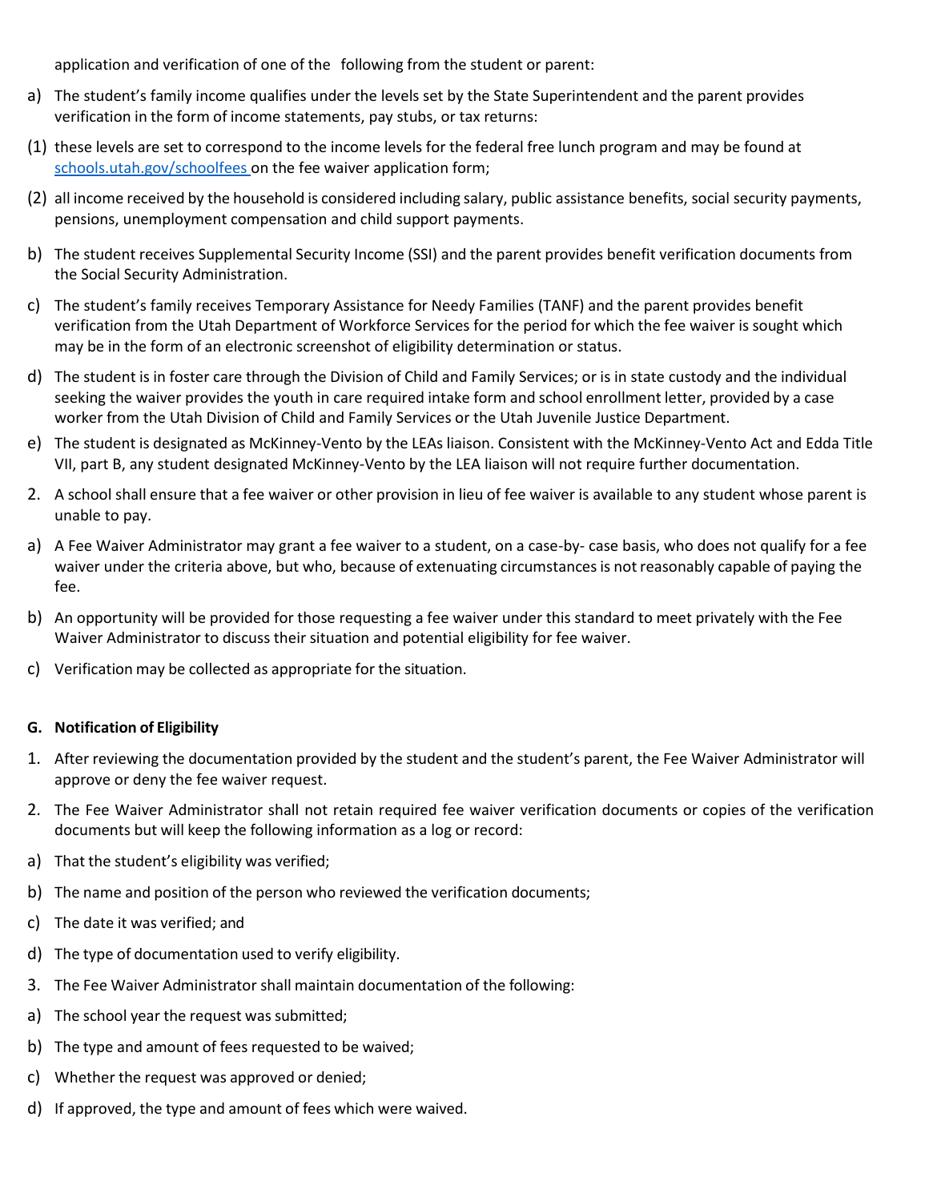application and verification of one of the following from the student or parent:

a) The student's family income qualifies under the levels set by the State Superintendent and the parent provides verification in the form of income statements, pay stubs, or tax returns:

(1) these levels are set to correspond to the income levels for the federal free lunch program and may be found at [schools.utah.gov/schoolfees](schools.utah.gov/schoolfees) on the fee waiver application form;

(2) all income received by the household is considered including salary, public assistance benefits, social security payments, pensions, unemployment compensation and child support payments.

b) The student receives Supplemental Security Income (SSI) and the parent provides benefit verification documents from the Social Security Administration.

c) The student's family receives Temporary Assistance for Needy Families (TANF) and the parent provides benefit verification from the Utah Department of Workforce Services for the period for which the fee waiver is sought which may be in the form of an electronic screenshot of eligibility determination or status.

d) The student is in foster care through the Division of Child and Family Services; or is in state custody and the individual seeking the waiver provides the youth in care required intake form and school enrollment letter, provided by a case worker from the Utah Division of Child and Family Services or the Utah Juvenile Justice Department.

e) The student is designated as McKinney-Vento by the LEAs liaison. Consistent with the McKinney-Vento Act and Edda Title VII, part B, any student designated McKinney-Vento by the LEA liaison will not require further documentation.

2. A school shall ensure that a fee waiver or other provision in lieu of fee waiver is available to any student whose parent is unable to pay.

a) A Fee Waiver Administrator may grant a fee waiver to a student, on a case-by- case basis, who does not qualify for a fee waiver under the criteria above, but who, because of extenuating circumstances is not reasonably capable of paying the fee.

b) An opportunity will be provided for those requesting a fee waiver under this standard to meet privately with the Fee Waiver Administrator to discuss their situation and potential eligibility for fee waiver.

c) Verification may be collected as appropriate for the situation.

**G. Notification of Eligibility**

1. After reviewing the documentation provided by the student and the student's parent, the Fee Waiver Administrator will approve or deny the fee waiver request.

2. The Fee Waiver Administrator shall not retain required fee waiver verification documents or copies of the verification documents but will keep the following information as a log or record:

a) That the student's eligibility was verified;

b) The name and position of the person who reviewed the verification documents;

c) The date it was verified; and

d) The type of documentation used to verify eligibility.

3. The Fee Waiver Administrator shall maintain documentation of the following:

a) The school year the request was submitted;

b) The type and amount of fees requested to be waived;

c) Whether the request was approved or denied;

d) If approved, the type and amount of fees which were waived.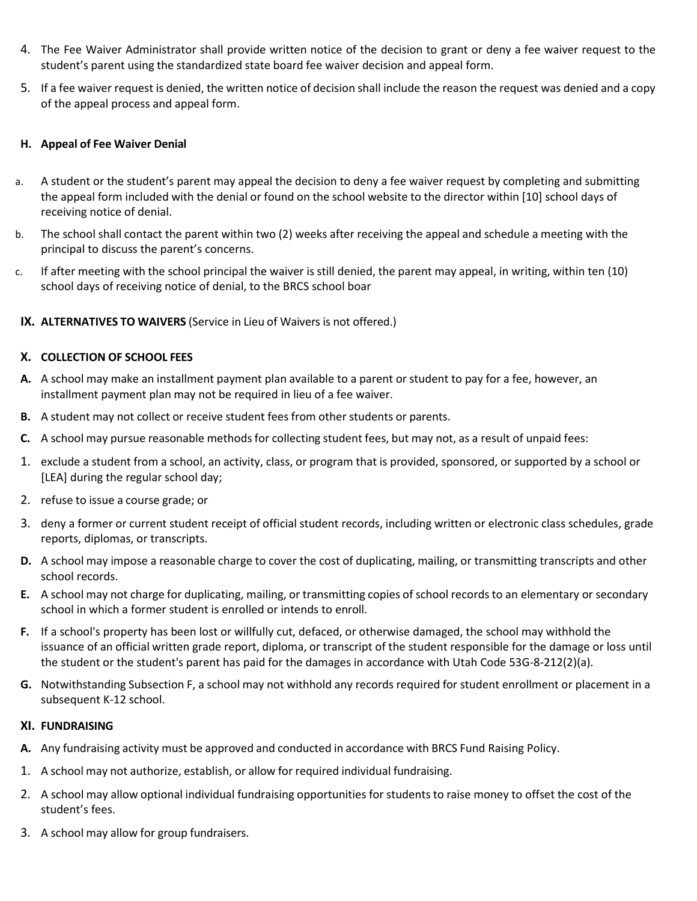4. The Fee Waiver Administrator shall provide written notice of the decision to grant or deny a fee waiver request to the student's parent using the standardized state board fee waiver decision and appeal form.
5. If a fee waiver request is denied, the written notice of decision shall include the reason the request was denied and a copy of the appeal process and appeal form.

**H. Appeal of Fee Waiver Denial**

a. A student or the student's parent may appeal the decision to deny a fee waiver request by completing and submitting the appeal form included with the denial or found on the school website to the director within [10] school days of receiving notice of denial.

b. The school shall contact the parent within two (2) weeks after receiving the appeal and schedule a meeting with the principal to discuss the parent's concerns.

c. If after meeting with the school principal the waiver is still denied, the parent may appeal, in writing, within ten (10) school days of receiving notice of denial, to the BRCS school boar

**IX. ALTERNATIVES TO WAIVERS** (Service in Lieu of Waivers is not offered.)

**X. COLLECTION OF SCHOOL FEES**

**A.** A school may make an installment payment plan available to a parent or student to pay for a fee, however, an installment payment plan may not be required in lieu of a fee waiver.

**B.** A student may not collect or receive student fees from other students or parents.

**C.** A school may pursue reasonable methods for collecting student fees, but may not, as a result of unpaid fees:

1. exclude a student from a school, an activity, class, or program that is provided, sponsored, or supported by a school or [LEA] during the regular school day;
2. refuse to issue a course grade; or
3. deny a former or current student receipt of official student records, including written or electronic class schedules, grade reports, diplomas, or transcripts.

**D.** A school may impose a reasonable charge to cover the cost of duplicating, mailing, or transmitting transcripts and other school records.

**E.** A school may not charge for duplicating, mailing, or transmitting copies of school records to an elementary or secondary school in which a former student is enrolled or intends to enroll.

**F.** If a school's property has been lost or willfully cut, defaced, or otherwise damaged, the school may withhold the issuance of an official written grade report, diploma, or transcript of the student responsible for the damage or loss until the student or the student's parent has paid for the damages in accordance with Utah Code 53G-8-212(2)(a).

**G.** Notwithstanding Subsection F, a school may not withhold any records required for student enrollment or placement in a subsequent K-12 school.

**XI. FUNDRAISING**

**A.** Any fundraising activity must be approved and conducted in accordance with BRCS Fund Raising Policy.

1. A school may not authorize, establish, or allow for required individual fundraising.
2. A school may allow optional individual fundraising opportunities for students to raise money to offset the cost of the student's fees.
3. A school may allow for group fundraisers.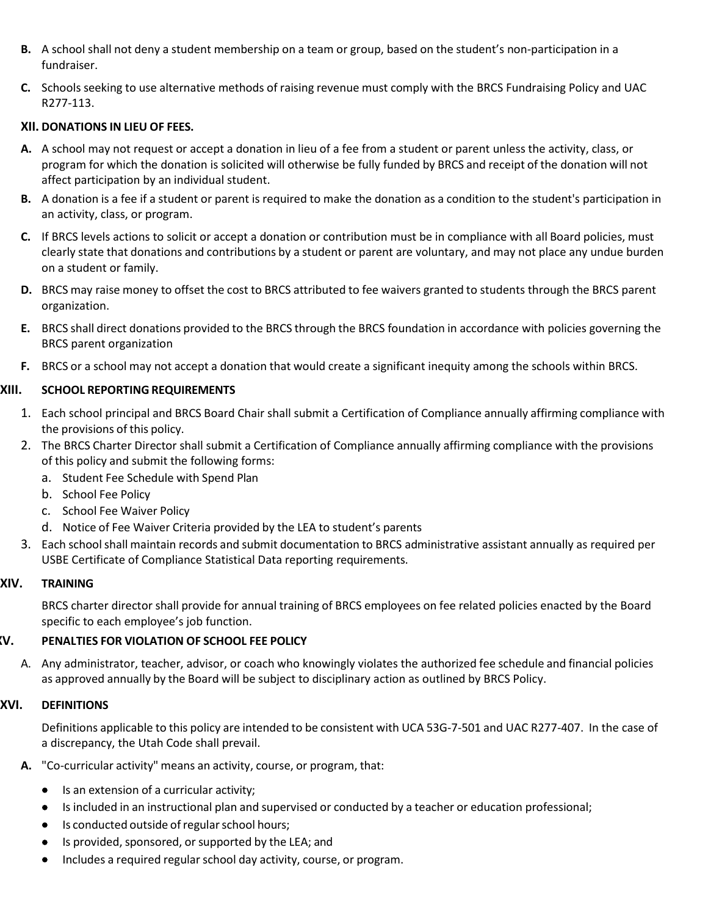**B.** A school shall not deny a student membership on a team or group, based on the student's non-participation in a fundraiser.

**C.** Schools seeking to use alternative methods of raising revenue must comply with the BRCS Fundraising Policy and UAC R277-113.

### XII. DONATIONS IN LIEU OF FEES.

**A.** A school may not request or accept a donation in lieu of a fee from a student or parent unless the activity, class, or program for which the donation is solicited will otherwise be fully funded by BRCS and receipt of the donation will not affect participation by an individual student.

**B.** A donation is a fee if a student or parent is required to make the donation as a condition to the student's participation in an activity, class, or program.

**C.** If BRCS levels actions to solicit or accept a donation or contribution must be in compliance with all Board policies, must clearly state that donations and contributions by a student or parent are voluntary, and may not place any undue burden on a student or family.

**D.** BRCS may raise money to offset the cost to BRCS attributed to fee waivers granted to students through the BRCS parent organization.

**E.** BRCS shall direct donations provided to the BRCS through the BRCS foundation in accordance with policies governing the BRCS parent organization

**F.** BRCS or a school may not accept a donation that would create a significant inequity among the schools within BRCS.

### XIII. SCHOOL REPORTING REQUIREMENTS

1. Each school principal and BRCS Board Chair shall submit a Certification of Compliance annually affirming compliance with the provisions of this policy.
2. The BRCS Charter Director shall submit a Certification of Compliance annually affirming compliance with the provisions of this policy and submit the following forms:
   a. Student Fee Schedule with Spend Plan
   b. School Fee Policy
   c. School Fee Waiver Policy
   d. Notice of Fee Waiver Criteria provided by the LEA to student's parents
3. Each school shall maintain records and submit documentation to BRCS administrative assistant annually as required per USBE Certificate of Compliance Statistical Data reporting requirements.

### XIV. TRAINING

BRCS charter director shall provide for annual training of BRCS employees on fee related policies enacted by the Board specific to each employee's job function.

### XV. PENALTIES FOR VIOLATION OF SCHOOL FEE POLICY

A. Any administrator, teacher, advisor, or coach who knowingly violates the authorized fee schedule and financial policies as approved annually by the Board will be subject to disciplinary action as outlined by BRCS Policy.

### XVI. DEFINITIONS

Definitions applicable to this policy are intended to be consistent with UCA 53G-7-501 and UAC R277-407. In the case of a discrepancy, the Utah Code shall prevail.

**A.** "Co-curricular activity" means an activity, course, or program, that:

- Is an extension of a curricular activity;
- Is included in an instructional plan and supervised or conducted by a teacher or education professional;
- Is conducted outside of regular school hours;
- Is provided, sponsored, or supported by the LEA; and
- Includes a required regular school day activity, course, or program.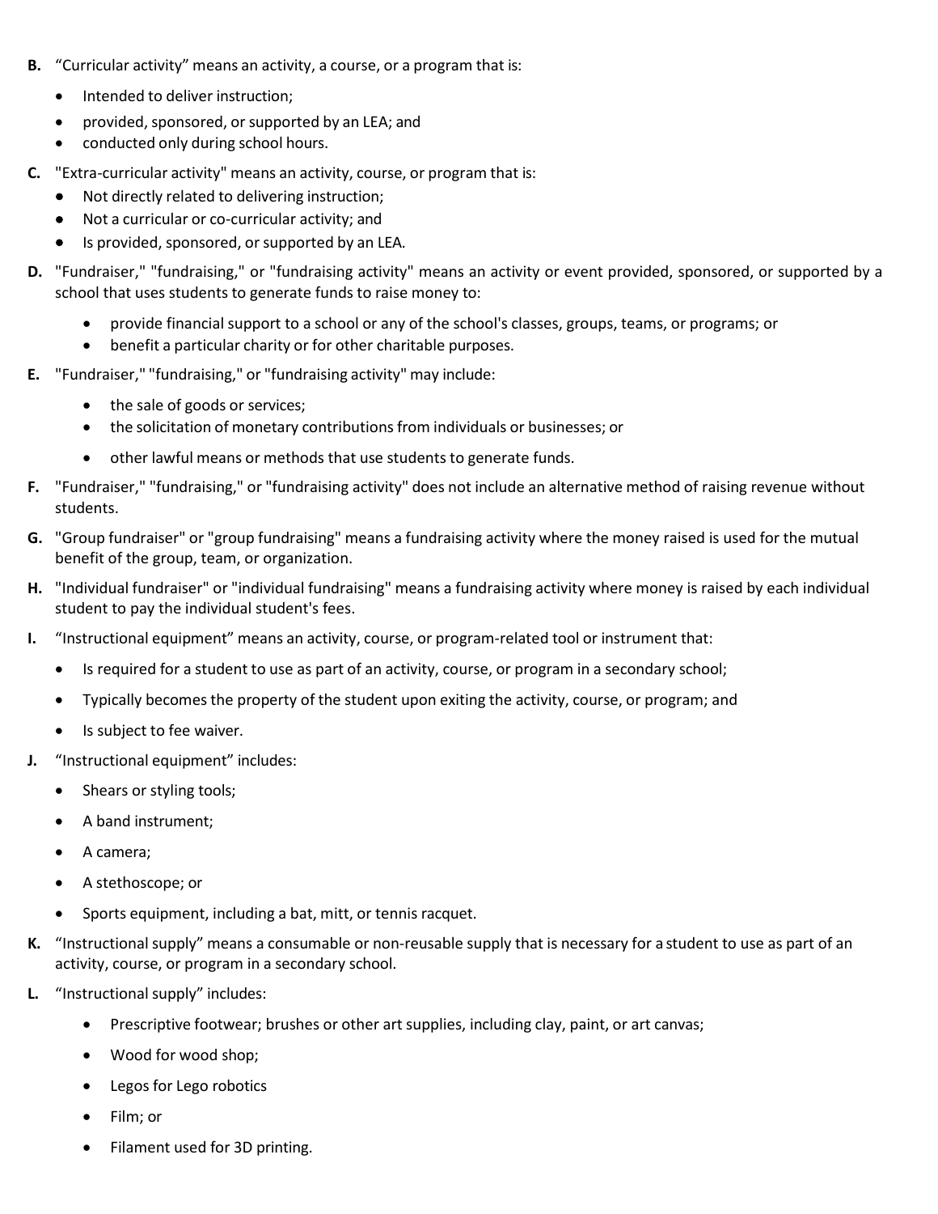**B.** “Curricular activity” means an activity, a course, or a program that is:

- Intended to deliver instruction;
- provided, sponsored, or supported by an LEA; and
- conducted only during school hours.

**C.** "Extra-curricular activity" means an activity, course, or program that is:

- Not directly related to delivering instruction;
- Not a curricular or co-curricular activity; and
- Is provided, sponsored, or supported by an LEA.

**D.** "Fundraiser," "fundraising," or "fundraising activity" means an activity or event provided, sponsored, or supported by a school that uses students to generate funds to raise money to:

- provide financial support to a school or any of the school's classes, groups, teams, or programs; or
- benefit a particular charity or for other charitable purposes.

**E.** "Fundraiser," "fundraising," or "fundraising activity" may include:

- the sale of goods or services;
- the solicitation of monetary contributions from individuals or businesses; or
- other lawful means or methods that use students to generate funds.

**F.** "Fundraiser," "fundraising," or "fundraising activity" does not include an alternative method of raising revenue without students.

**G.** "Group fundraiser" or "group fundraising" means a fundraising activity where the money raised is used for the mutual benefit of the group, team, or organization.

**H.** "Individual fundraiser" or "individual fundraising" means a fundraising activity where money is raised by each individual student to pay the individual student's fees.

**I.** “Instructional equipment” means an activity, course, or program-related tool or instrument that:

- Is required for a student to use as part of an activity, course, or program in a secondary school;
- Typically becomes the property of the student upon exiting the activity, course, or program; and
- Is subject to fee waiver.

**J.** “Instructional equipment” includes:

- Shears or styling tools;
- A band instrument;
- A camera;
- A stethoscope; or
- Sports equipment, including a bat, mitt, or tennis racquet.

**K.** “Instructional supply” means a consumable or non-reusable supply that is necessary for a student to use as part of an activity, course, or program in a secondary school.

**L.** “Instructional supply” includes:

- Prescriptive footwear; brushes or other art supplies, including clay, paint, or art canvas;
- Wood for wood shop;
- Legos for Lego robotics
- Film; or
- Filament used for 3D printing.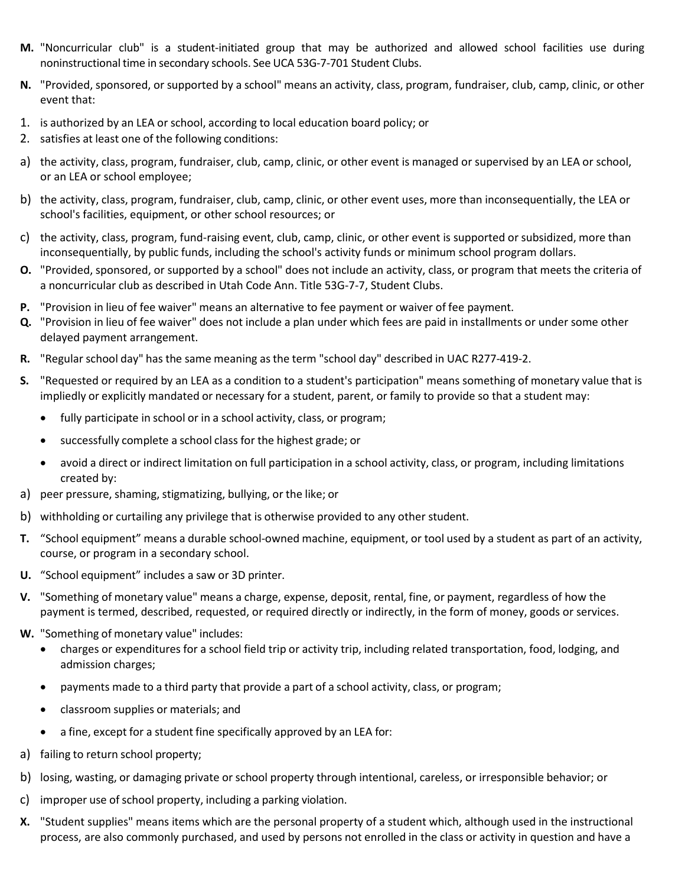**M.** "Noncurricular club" is a student-initiated group that may be authorized and allowed school facilities use during noninstructional time in secondary schools. See UCA 53G-7-701 Student Clubs.

**N.** "Provided, sponsored, or supported by a school" means an activity, class, program, fundraiser, club, camp, clinic, or other event that:

1. is authorized by an LEA or school, according to local education board policy; or
2. satisfies at least one of the following conditions:

a) the activity, class, program, fundraiser, club, camp, clinic, or other event is managed or supervised by an LEA or school, or an LEA or school employee;

b) the activity, class, program, fundraiser, club, camp, clinic, or other event uses, more than inconsequentially, the LEA or school's facilities, equipment, or other school resources; or

c) the activity, class, program, fund-raising event, club, camp, clinic, or other event is supported or subsidized, more than inconsequentially, by public funds, including the school's activity funds or minimum school program dollars.

**O.** "Provided, sponsored, or supported by a school" does not include an activity, class, or program that meets the criteria of a noncurricular club as described in Utah Code Ann. Title 53G-7-7, Student Clubs.

**P.** "Provision in lieu of fee waiver" means an alternative to fee payment or waiver of fee payment.

**Q.** "Provision in lieu of fee waiver" does not include a plan under which fees are paid in installments or under some other delayed payment arrangement.

**R.** "Regular school day" has the same meaning as the term "school day" described in UAC R277-419-2.

**S.** "Requested or required by an LEA as a condition to a student's participation" means something of monetary value that is impliedly or explicitly mandated or necessary for a student, parent, or family to provide so that a student may:

- fully participate in school or in a school activity, class, or program;
- successfully complete a school class for the highest grade; or
- avoid a direct or indirect limitation on full participation in a school activity, class, or program, including limitations created by:

a) peer pressure, shaming, stigmatizing, bullying, or the like; or

b) withholding or curtailing any privilege that is otherwise provided to any other student.

**T.** "School equipment" means a durable school-owned machine, equipment, or tool used by a student as part of an activity, course, or program in a secondary school.

**U.** "School equipment" includes a saw or 3D printer.

**V.** "Something of monetary value" means a charge, expense, deposit, rental, fine, or payment, regardless of how the payment is termed, described, requested, or required directly or indirectly, in the form of money, goods or services.

**W.** "Something of monetary value" includes:

- charges or expenditures for a school field trip or activity trip, including related transportation, food, lodging, and admission charges;
- payments made to a third party that provide a part of a school activity, class, or program;
- classroom supplies or materials; and
- a fine, except for a student fine specifically approved by an LEA for:

a) failing to return school property;

b) losing, wasting, or damaging private or school property through intentional, careless, or irresponsible behavior; or

c) improper use of school property, including a parking violation.

**X.** "Student supplies" means items which are the personal property of a student which, although used in the instructional process, are also commonly purchased, and used by persons not enrolled in the class or activity in question and have a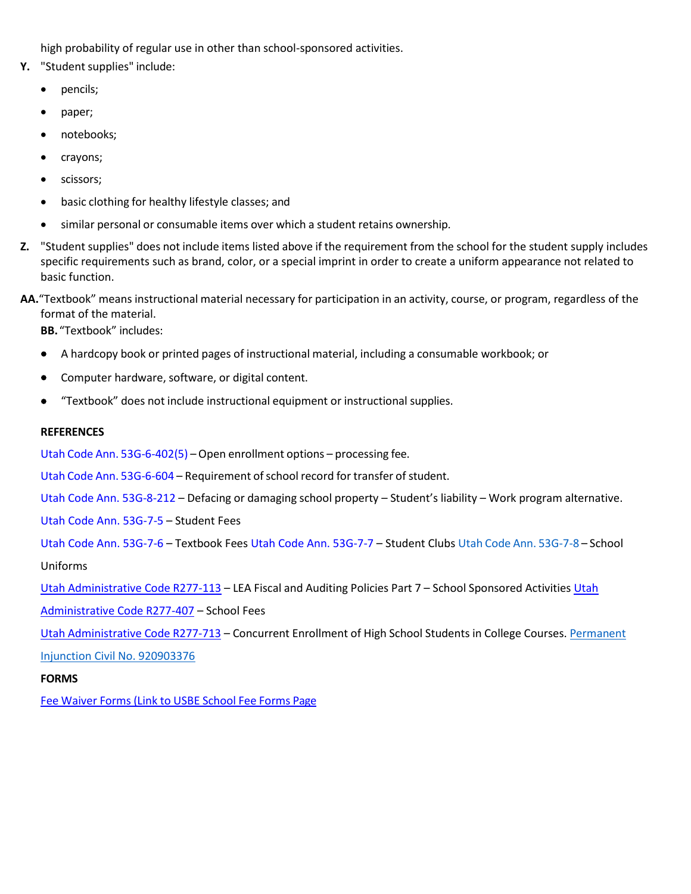high probability of regular use in other than school-sponsored activities.

**Y.** "Student supplies" include:

- pencils;
- paper;
- notebooks;
- crayons;
- scissors;
- basic clothing for healthy lifestyle classes; and
- similar personal or consumable items over which a student retains ownership.

**Z.** "Student supplies" does not include items listed above if the requirement from the school for the student supply includes specific requirements such as brand, color, or a special imprint in order to create a uniform appearance not related to basic function.

**AA.** "Textbook" means instructional material necessary for participation in an activity, course, or program, regardless of the format of the material.

**BB.** "Textbook" includes:

- A hardcopy book or printed pages of instructional material, including a consumable workbook; or
- Computer hardware, software, or digital content.
- "Textbook" does not include instructional equipment or instructional supplies.

**REFERENCES**

Utah Code Ann. 53G-6-402(5) – Open enrollment options – processing fee.

Utah Code Ann. 53G-6-604 – Requirement of school record for transfer of student.

Utah Code Ann. 53G-8-212 – Defacing or damaging school property – Student's liability – Work program alternative.

Utah Code Ann. 53G-7-5 – Student Fees

Utah Code Ann. 53G-7-6 – Textbook Fees Utah Code Ann. 53G-7-7 – Student Clubs Utah Code Ann. 53G-7-8 – School Uniforms

Utah Administrative Code R277-113 – LEA Fiscal and Auditing Policies Part 7 – School Sponsored Activities Utah Administrative Code R277-407 – School Fees

Utah Administrative Code R277-713 – Concurrent Enrollment of High School Students in College Courses. Permanent Injunction Civil No. 920903376

**FORMS**

Fee Waiver Forms (Link to USBE School Fee Forms Page